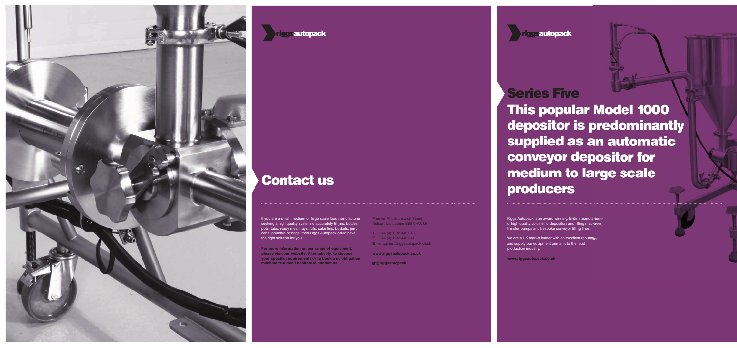riggsautopack

## Contact us

If you are a small, medium or large scale food manufacturer seeking a high quality system to accurately fill jars, bottles, pots, tubs, ready meal trays, foils, cake tins, buckets, jerry cans, pouches or bags, then Riggs Autopack could have the right solution for you.

**For more information on our range of equipment, please visit our website. Alternatively, to discuss your specific requirements or to book a no obligation machine trial don't hesitate to contact us.**

Premier Mill, Brunswick Street
Nelson, Lancashire BB9 0HU, UK

**T** +44 (0) 1282 440 040
**F** +44 (0) 1282 440 041
**E** enquiries@riggsautopack.co.uk

**www.riggsautopack.co.uk**

**@riggsautopack**

riggsautopack

# Series Five

## This popular Model 1000 depositor is predominantly supplied as an automatic conveyor depositor for medium to large scale producers

Riggs Autopack is an award winning, British manufacturer of high quality volumetric depositors and filling machines, transfer pumps and bespoke conveyor filling lines.

We are a UK market leader with an excellent reputation and supply our equipment primarily to the food production industry.

**www.riggsautopack.co.uk**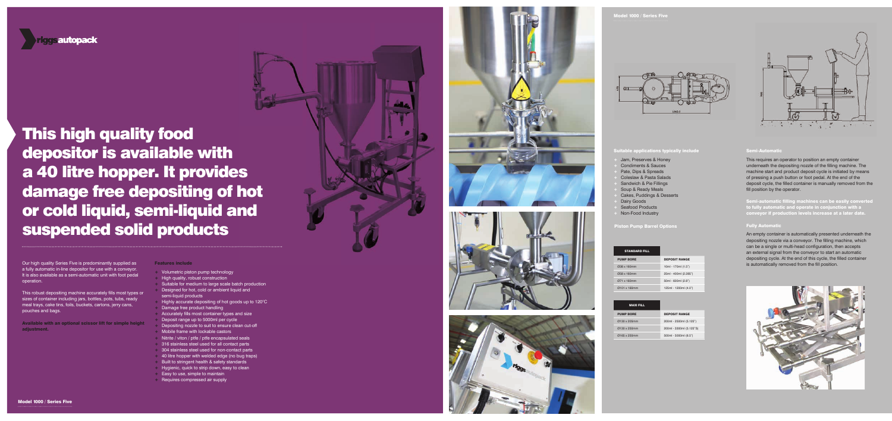# This high quality food depositor is available with a 40 litre hopper. It provides damage free depositing of hot or cold liquid, semi-liquid and suspended solid products

Our high quality Series Five is predominantly supplied as a fully automatic in-line depositor for use with a conveyor. It is also available as a semi-automatic unit with foot pedal operation.

This robust depositing machine accurately fills most types or sizes of container including jars, bottles, pots, tubs, ready meal trays, cake tins, foils, buckets, cartons, jerry cans, pouches and bags.

**Available with an optional scissor lift for simple height adjustment.**

### Features include

- Volumetric piston pump technology
- High quality, robust construction
- Suitable for medium to large scale batch production
- Designed for hot, cold or ambient liquid and semi-liquid products
- Highly accurate depositing of hot goods up to 120°C
- Damage free product handling
- Accurately fills most container types and size
- Deposit range up to 5000ml per cycle
- Depositing nozzle to suit to ensure clean cut-off
- Mobile frame with lockable castors
- Nitrile / viton / ptfe / ptfe encapsulated seals
- 316 stainless steel used for all contact parts
- 304 stainless steel used for non-contact parts
- 40 litre hopper with welded edge (no bug traps)
- Built to stringent health & safety standards
- Hygienic, quick to strip down, easy to clean
- Easy to use, simple to maintain
- Requires compressed air supply

Model 1000 / Series Five

### Suitable applications typically include

- Jam, Preserves & Honey
- Condiments & Sauces
- Pate, Dips & Spreads
- Coleslaw & Pasta Salads
- Sandwich & Pie Fillings
- Soup & Ready Meals
- Cakes, Puddings & Desserts
- Dairy Goods
- Seafood Products
- Non-Food Industry

### Piston Pump Barrel Options

| STANDARD FILL | |
|---|---|
| PUMP BORE | DEPOSIT RANGE |
| Ø38 x 160mm | 10ml - 170ml (1.5") |
| Ø58 x 160mm | 25ml - 405ml (2.285") |
| Ø71 x 160mm | 50ml - 600ml (2.8") |
| Ø101 x 160mm | 125ml - 1200ml (4.0") |

| MAXI FILL | |
|---|---|
| PUMP BORE | DEPOSIT RANGE |
| Ø130 x 200mm | 300ml - 2500ml (5.125") |
| Ø130 x 250mm | 300ml - 3300ml (5.125"S) |
| Ø165 x 250mm | 500ml - 5000ml (6.5") |

### Semi-Automatic

This requires an operator to position an empty container underneath the depositing nozzle of the filling machine. The machine start and product deposit cycle is initiated by means of pressing a push button or foot pedal. At the end of the deposit cycle, the filled container is manually removed from the fill position by the operator.

**Semi-automatic filling machines can be easily converted to fully automatic and operate in conjunction with a conveyor if production levels increase at a later date.**

### Fully Automatic

An empty container is automatically presented underneath the depositing nozzle via a conveyor. The filling machine, which can be a single or multi-head configuration, then accepts an external signal from the conveyor to start an automatic depositing cycle. At the end of this cycle, the filled container is automatically removed from the fill position.